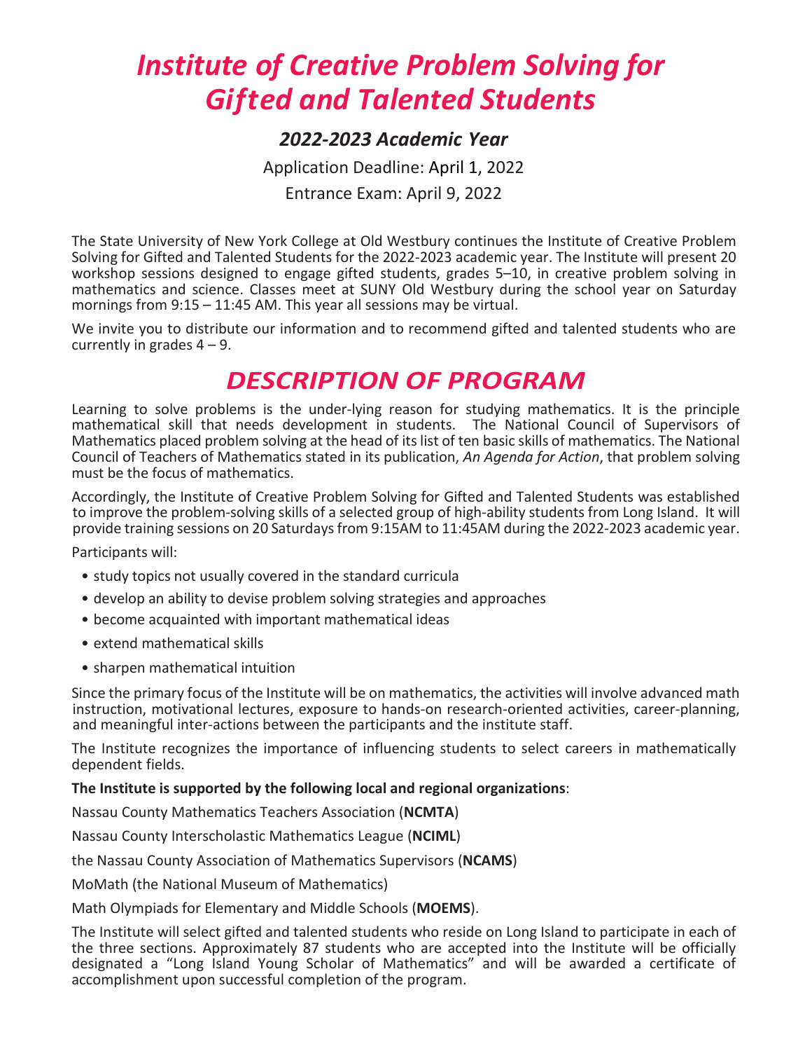# *Institute of Creative Problem Solving for Gifted and Talented Students*

### *2022-2023 Academic Year*

Application Deadline: April 1, 2022

Entrance Exam: April 9, 2022

The State University of New York College at Old Westbury continues the Institute of Creative Problem Solving for Gifted and Talented Students for the 2022-2023 academic year. The Institute will present 20 workshop sessions designed to engage gifted students, grades 5–10, in creative problem solving in mathematics and science. Classes meet at SUNY Old Westbury during the school year on Saturday mornings from 9:15 – 11:45 AM. This year all sessions may be virtual.

We invite you to distribute our information and to recommend gifted and talented students who are currently in grades 4 – 9.

## *DESCRIPTION OF PROGRAM*

Learning to solve problems is the under-lying reason for studying mathematics. It is the principle mathematical skill that needs development in students. The National Council of Supervisors of Mathematics placed problem solving at the head of its list of ten basic skills of mathematics. The National Council of Teachers of Mathematics stated in its publication, *An Agenda for Action*, that problem solving must be the focus of mathematics.

Accordingly, the Institute of Creative Problem Solving for Gifted and Talented Students was established to improve the problem-solving skills of a selected group of high-ability students from Long Island. It will provide training sessions on 20 Saturdays from 9:15AM to 11:45AM during the 2022-2023 academic year.

Participants will:

- study topics not usually covered in the standard curricula
- develop an ability to devise problem solving strategies and approaches
- become acquainted with important mathematical ideas
- extend mathematical skills
- sharpen mathematical intuition

Since the primary focus of the Institute will be on mathematics, the activities will involve advanced math instruction, motivational lectures, exposure to hands-on research-oriented activities, career-planning, and meaningful inter-actions between the participants and the institute staff.

The Institute recognizes the importance of influencing students to select careers in mathematically dependent fields.

**The Institute is supported by the following local and regional organizations**:

Nassau County Mathematics Teachers Association (**NCMTA**)

Nassau County Interscholastic Mathematics League (**NCIML**)

the Nassau County Association of Mathematics Supervisors (**NCAMS**)

MoMath (the National Museum of Mathematics)

Math Olympiads for Elementary and Middle Schools (**MOEMS**).

The Institute will select gifted and talented students who reside on Long Island to participate in each of the three sections. Approximately 87 students who are accepted into the Institute will be officially designated a "Long Island Young Scholar of Mathematics" and will be awarded a certificate of accomplishment upon successful completion of the program.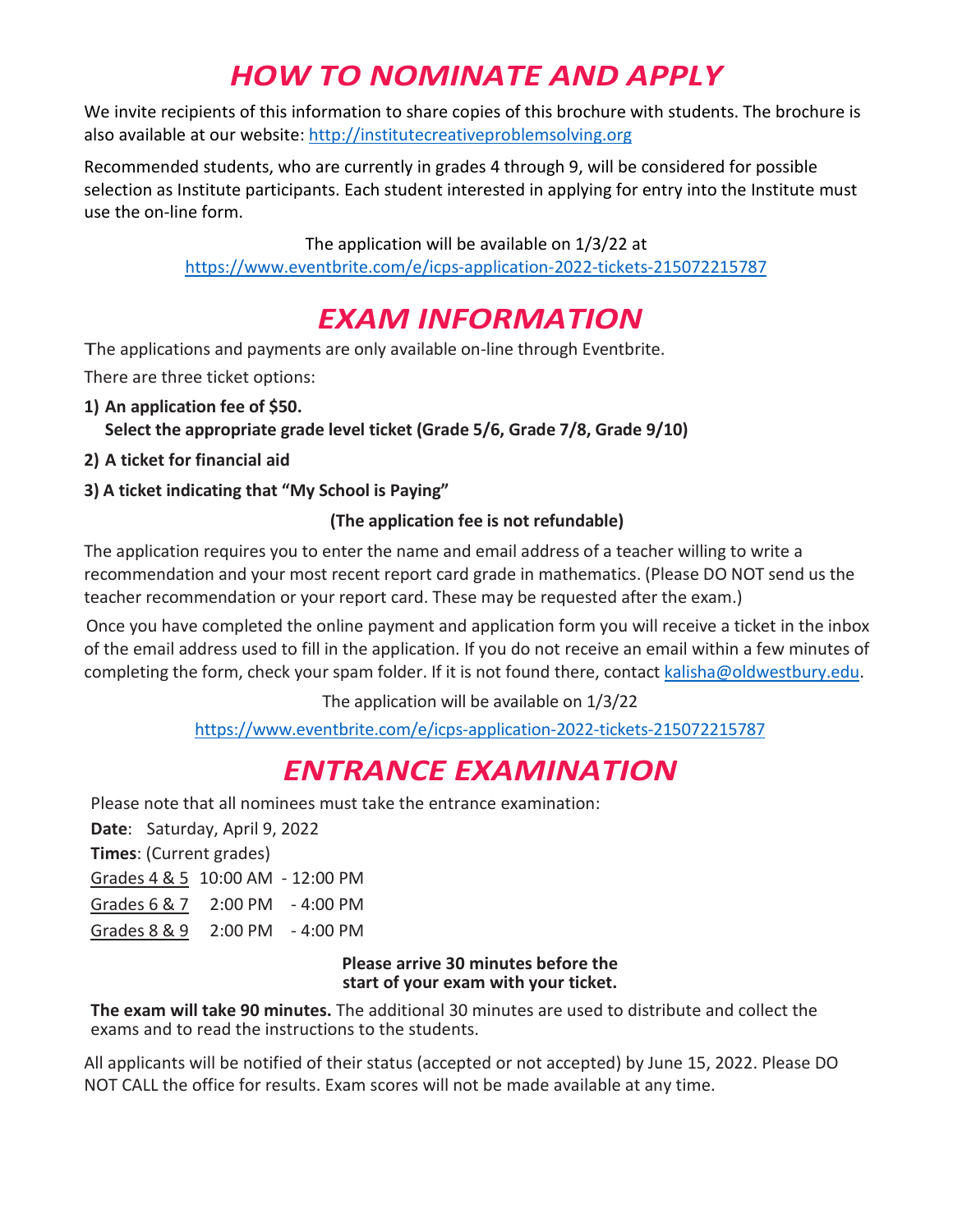# *HOW TO NOMINATE AND APPLY*

We invite recipients of this information to share copies of this brochure with students. The brochure is also available at our website: http://institutecreativeproblemsolving.org

Recommended students, who are currently in grades 4 through 9, will be considered for possible selection as Institute participants. Each student interested in applying for entry into the Institute must use the on-line form.

The application will be available on 1/3/22 at
https://www.eventbrite.com/e/icps-application-2022-tickets-215072215787

# *EXAM INFORMATION*

The applications and payments are only available on-line through Eventbrite.

There are three ticket options:

**1) An application fee of $50.**
**Select the appropriate grade level ticket (Grade 5/6, Grade 7/8, Grade 9/10)**

**2) A ticket for financial aid**

**3) A ticket indicating that "My School is Paying"**

**(The application fee is not refundable)**

The application requires you to enter the name and email address of a teacher willing to write a recommendation and your most recent report card grade in mathematics. (Please DO NOT send us the teacher recommendation or your report card. These may be requested after the exam.)

Once you have completed the online payment and application form you will receive a ticket in the inbox of the email address used to fill in the application. If you do not receive an email within a few minutes of completing the form, check your spam folder. If it is not found there, contact kalisha@oldwestbury.edu.

The application will be available on 1/3/22

https://www.eventbrite.com/e/icps-application-2022-tickets-215072215787

# *ENTRANCE EXAMINATION*

Please note that all nominees must take the entrance examination:

**Date**: Saturday, April 9, 2022

**Times**: (Current grades)

Grades 4 & 5 10:00 AM - 12:00 PM

Grades 6 & 7 2:00 PM - 4:00 PM

Grades 8 & 9 2:00 PM - 4:00 PM

**Please arrive 30 minutes before the start of your exam with your ticket.**

**The exam will take 90 minutes.** The additional 30 minutes are used to distribute and collect the exams and to read the instructions to the students.

All applicants will be notified of their status (accepted or not accepted) by June 15, 2022. Please DO NOT CALL the office for results. Exam scores will not be made available at any time.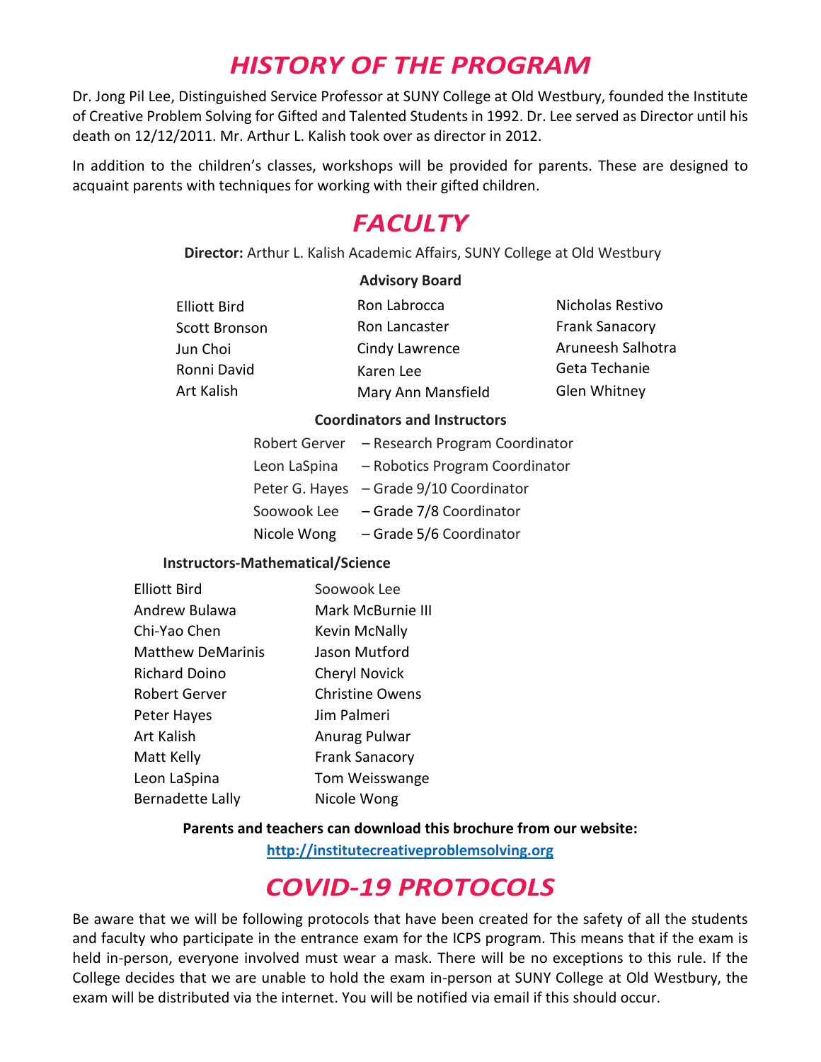# HISTORY OF THE PROGRAM

Dr. Jong Pil Lee, Distinguished Service Professor at SUNY College at Old Westbury, founded the Institute of Creative Problem Solving for Gifted and Talented Students in 1992. Dr. Lee served as Director until his death on 12/12/2011. Mr. Arthur L. Kalish took over as director in 2012.

In addition to the children's classes, workshops will be provided for parents. These are designed to acquaint parents with techniques for working with their gifted children.

# FACULTY

**Director:** Arthur L. Kalish Academic Affairs, SUNY College at Old Westbury

**Advisory Board**

| | | |
|---|---|---|
| Elliott Bird | Ron Labrocca | Nicholas Restivo |
| Scott Bronson | Ron Lancaster | Frank Sanacory |
| Jun Choi | Cindy Lawrence | Aruneesh Salhotra |
| Ronni David | Karen Lee | Geta Techanie |
| Art Kalish | Mary Ann Mansfield | Glen Whitney |

**Coordinators and Instructors**

| | |
|---|---|
| Robert Gerver | – Research Program Coordinator |
| Leon LaSpina | – Robotics Program Coordinator |
| Peter G. Hayes | – Grade 9/10 Coordinator |
| Soowook Lee | – Grade 7/8 Coordinator |
| Nicole Wong | – Grade 5/6 Coordinator |

**Instructors-Mathematical/Science**

| | |
|---|---|
| Elliott Bird | Soowook Lee |
| Andrew Bulawa | Mark McBurnie III |
| Chi-Yao Chen | Kevin McNally |
| Matthew DeMarinis | Jason Mutford |
| Richard Doino | Cheryl Novick |
| Robert Gerver | Christine Owens |
| Peter Hayes | Jim Palmeri |
| Art Kalish | Anurag Pulwar |
| Matt Kelly | Frank Sanacory |
| Leon LaSpina | Tom Weisswange |
| Bernadette Lally | Nicole Wong |

**Parents and teachers can download this brochure from our website:**

**[http://institutecreativeproblemsolving.org](http://institutecreativeproblemsolving.org)**

# COVID-19 PROTOCOLS

Be aware that we will be following protocols that have been created for the safety of all the students and faculty who participate in the entrance exam for the ICPS program. This means that if the exam is held in-person, everyone involved must wear a mask. There will be no exceptions to this rule. If the College decides that we are unable to hold the exam in-person at SUNY College at Old Westbury, the exam will be distributed via the internet. You will be notified via email if this should occur.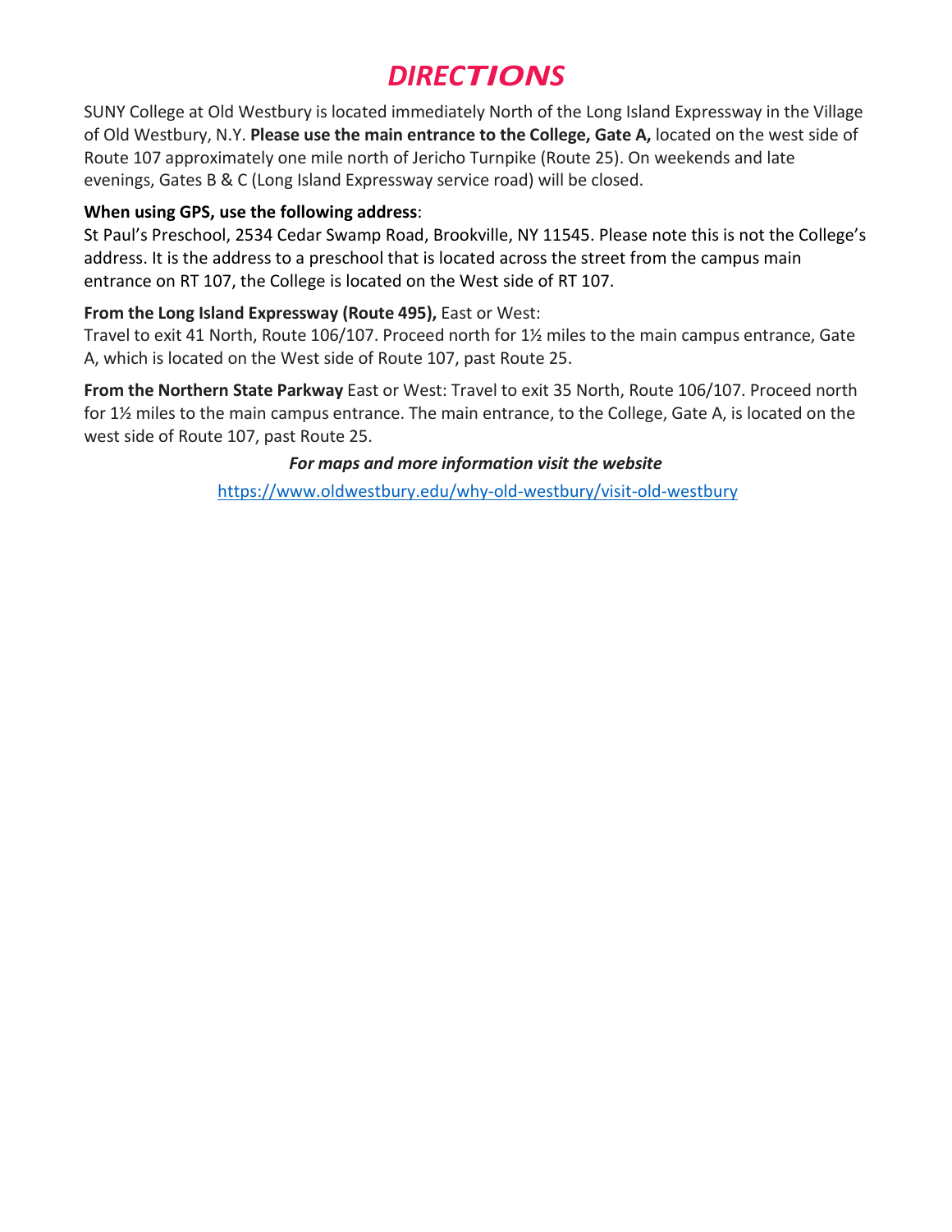# DIRECTIONS

SUNY College at Old Westbury is located immediately North of the Long Island Expressway in the Village of Old Westbury, N.Y. **Please use the main entrance to the College, Gate A,** located on the west side of Route 107 approximately one mile north of Jericho Turnpike (Route 25). On weekends and late evenings, Gates B & C (Long Island Expressway service road) will be closed.

**When using GPS, use the following address**:
St Paul's Preschool, 2534 Cedar Swamp Road, Brookville, NY 11545. Please note this is not the College's address. It is the address to a preschool that is located across the street from the campus main entrance on RT 107, the College is located on the West side of RT 107.

**From the Long Island Expressway (Route 495),** East or West:
Travel to exit 41 North, Route 106/107. Proceed north for 1½ miles to the main campus entrance, Gate A, which is located on the West side of Route 107, past Route 25.

**From the Northern State Parkway** East or West: Travel to exit 35 North, Route 106/107. Proceed north for 1½ miles to the main campus entrance. The main entrance, to the College, Gate A, is located on the west side of Route 107, past Route 25.

***For maps and more information visit the website***

https://www.oldwestbury.edu/why-old-westbury/visit-old-westbury